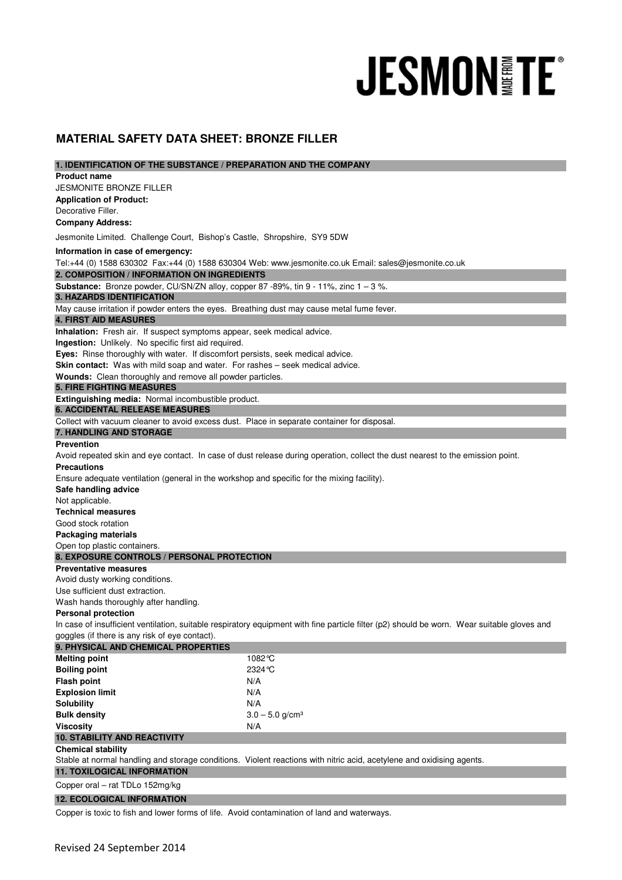JESMONITE®

# MATERIAL SAFETY DATA SHEET: BRONZE FILLER

## 1. IDENTIFICATION OF THE SUBSTANCE / PREPARATION AND THE COMPANY

**Product name**

JESMONITE BRONZE FILLER

**Application of Product:**

Decorative Filler.

**Company Address:**

Jesmonite Limited. Challenge Court, Bishop's Castle, Shropshire, SY9 5DW

**Information in case of emergency:**

Tel:+44 (0) 1588 630302 Fax:+44 (0) 1588 630304 Web: www.jesmonite.co.uk Email: sales@jesmonite.co.uk

## 2. COMPOSITION / INFORMATION ON INGREDIENTS

**Substance:** Bronze powder, CU/SN/ZN alloy, copper 87 -89%, tin 9 - 11%, zinc 1 – 3 %.

## 3. HAZARDS IDENTIFICATION

May cause irritation if powder enters the eyes. Breathing dust may cause metal fume fever.

## 4. FIRST AID MEASURES

**Inhalation:** Fresh air. If suspect symptoms appear, seek medical advice.

**Ingestion:** Unlikely. No specific first aid required.

**Eyes:** Rinse thoroughly with water. If discomfort persists, seek medical advice.

**Skin contact:** Was with mild soap and water. For rashes – seek medical advice.

**Wounds:** Clean thoroughly and remove all powder particles.

## 5. FIRE FIGHTING MEASURES

**Extinguishing media:** Normal incombustible product.

## 6. ACCIDENTAL RELEASE MEASURES

Collect with vacuum cleaner to avoid excess dust. Place in separate container for disposal.

## 7. HANDLING AND STORAGE

**Prevention**

Avoid repeated skin and eye contact. In case of dust release during operation, collect the dust nearest to the emission point.

**Precautions**

Ensure adequate ventilation (general in the workshop and specific for the mixing facility).

**Safe handling advice**

Not applicable.

**Technical measures**

Good stock rotation

**Packaging materials**

Open top plastic containers.

## 8. EXPOSURE CONTROLS / PERSONAL PROTECTION

**Preventative measures**

Avoid dusty working conditions.

Use sufficient dust extraction.

Wash hands thoroughly after handling.

**Personal protection**

In case of insufficient ventilation, suitable respiratory equipment with fine particle filter (p2) should be worn. Wear suitable gloves and goggles (if there is any risk of eye contact).

## 9. PHYSICAL AND CHEMICAL PROPERTIES

| | |
|---|---|
| **Melting point** | 1082°C |
| **Boiling point** | 2324°C |
| **Flash point** | N/A |
| **Explosion limit** | N/A |
| **Solubility** | N/A |
| **Bulk density** | 3.0 – 5.0 g/cm³ |
| **Viscosity** | N/A |

## 10. STABILITY AND REACTIVITY

**Chemical stability**

Stable at normal handling and storage conditions. Violent reactions with nitric acid, acetylene and oxidising agents.

## 11. TOXILOGICAL INFORMATION

Copper oral – rat TDLo 152mg/kg

## 12. ECOLOGICAL INFORMATION

Copper is toxic to fish and lower forms of life. Avoid contamination of land and waterways.

Revised 24 September 2014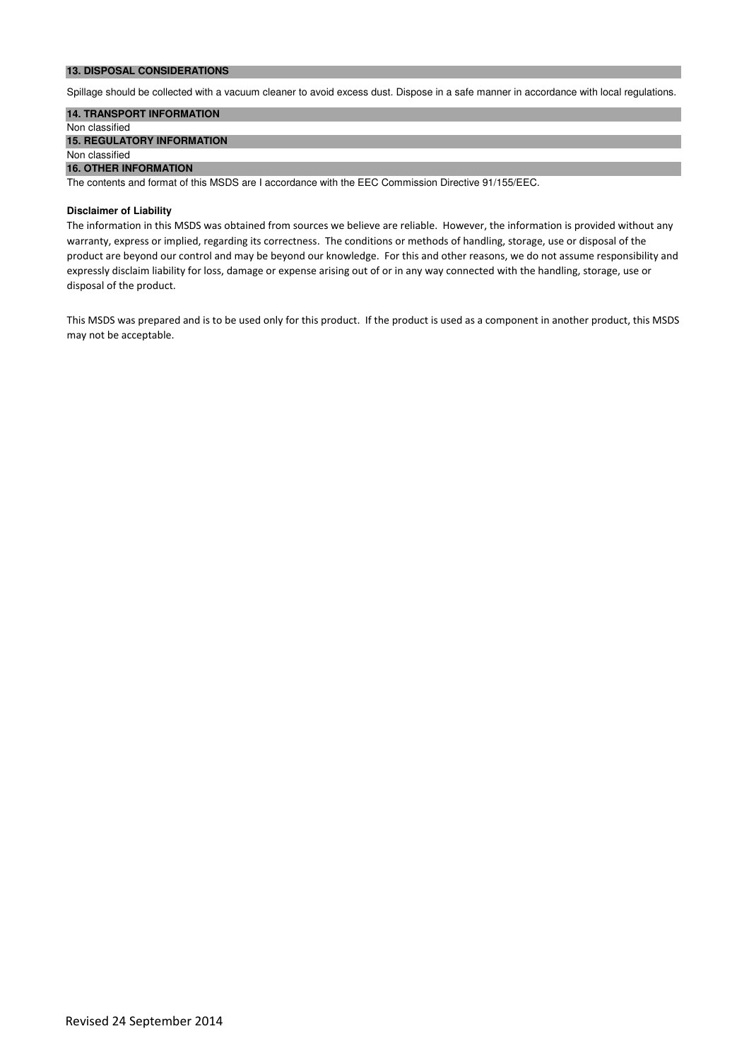## 13. DISPOSAL CONSIDERATIONS

Spillage should be collected with a vacuum cleaner to avoid excess dust. Dispose in a safe manner in accordance with local regulations.

## 14. TRANSPORT INFORMATION

Non classified

## 15. REGULATORY INFORMATION

Non classified

## 16. OTHER INFORMATION

The contents and format of this MSDS are I accordance with the EEC Commission Directive 91/155/EEC.

**Disclaimer of Liability**

The information in this MSDS was obtained from sources we believe are reliable. However, the information is provided without any warranty, express or implied, regarding its correctness. The conditions or methods of handling, storage, use or disposal of the product are beyond our control and may be beyond our knowledge. For this and other reasons, we do not assume responsibility and expressly disclaim liability for loss, damage or expense arising out of or in any way connected with the handling, storage, use or disposal of the product.

This MSDS was prepared and is to be used only for this product. If the product is used as a component in another product, this MSDS may not be acceptable.

Revised 24 September 2014